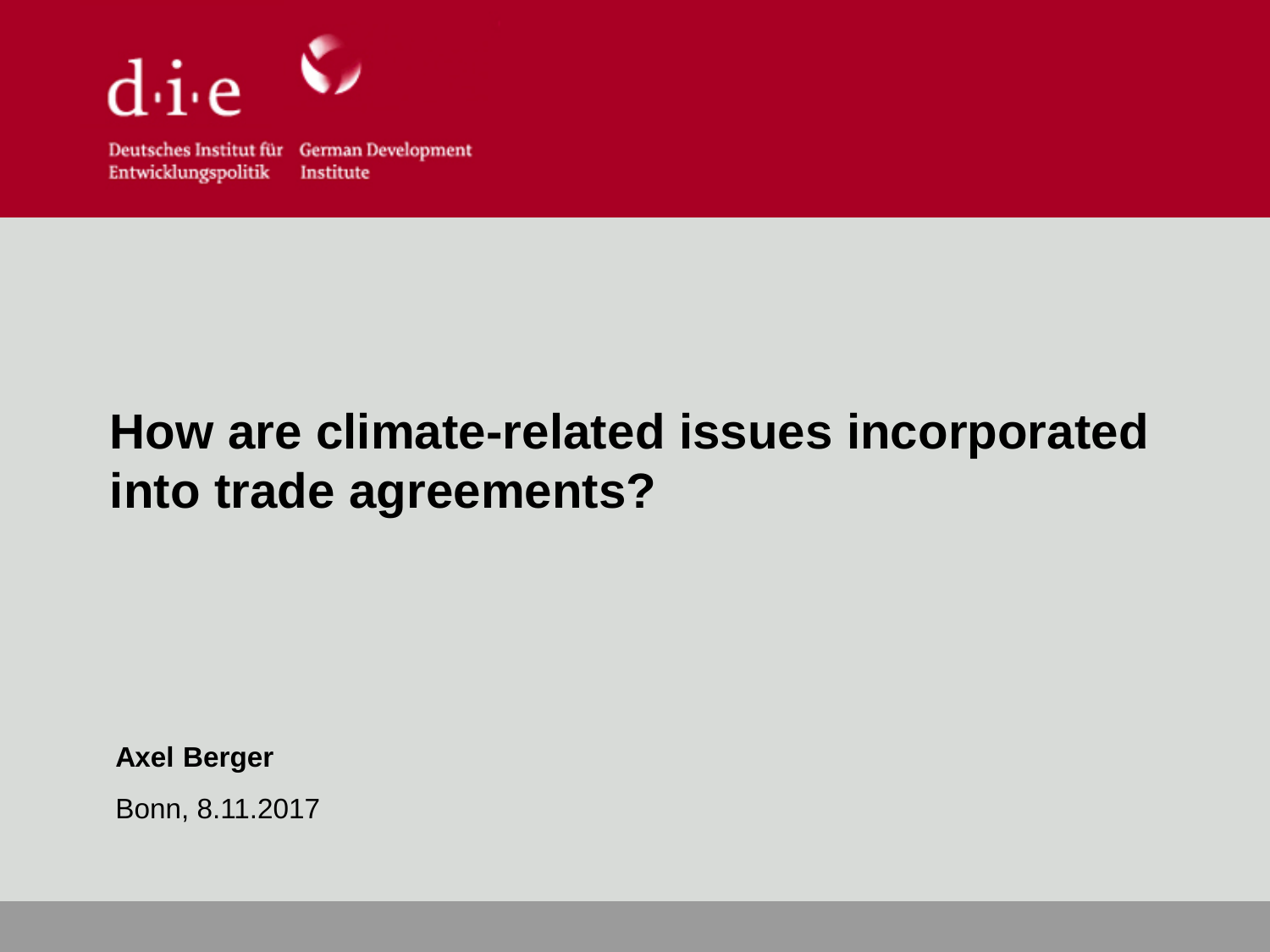d·i·e

Deutsches Institut für Entwicklungspolitik

German Development Institute

# How are climate-related issues incorporated into trade agreements?

**Axel Berger**

Bonn, 8.11.2017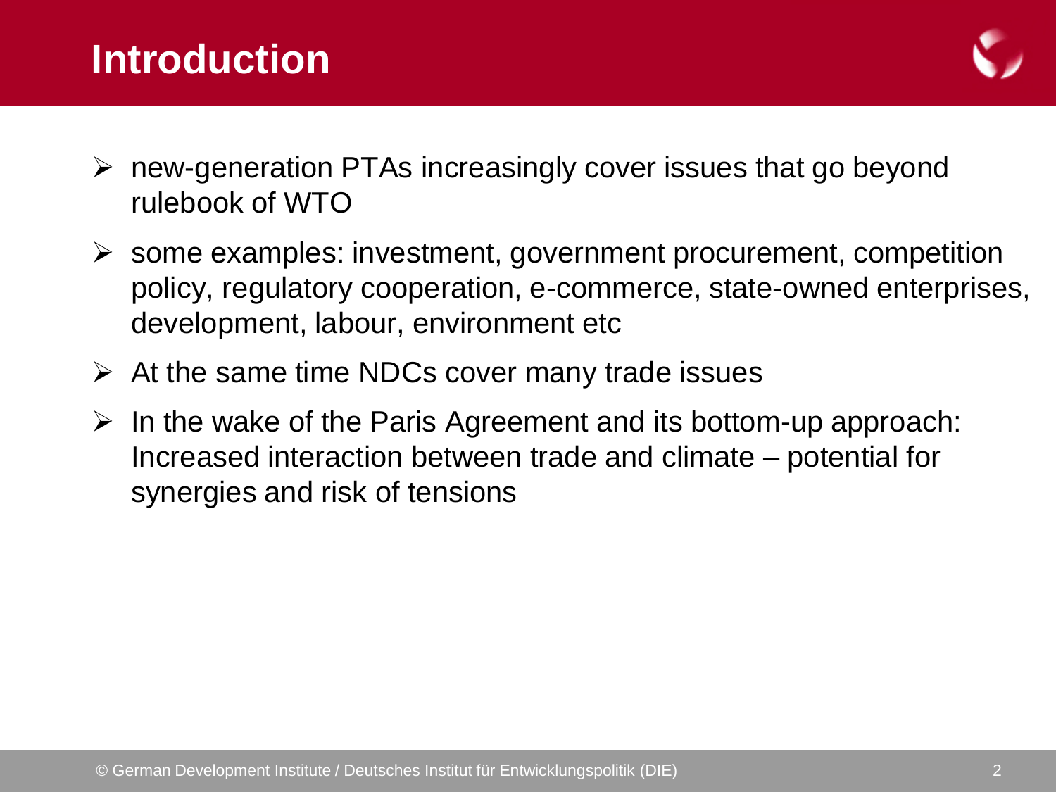# Introduction

- new-generation PTAs increasingly cover issues that go beyond rulebook of WTO
- some examples: investment, government procurement, competition policy, regulatory cooperation, e-commerce, state-owned enterprises, development, labour, environment etc
- At the same time NDCs cover many trade issues
- In the wake of the Paris Agreement and its bottom-up approach: Increased interaction between trade and climate – potential for synergies and risk of tensions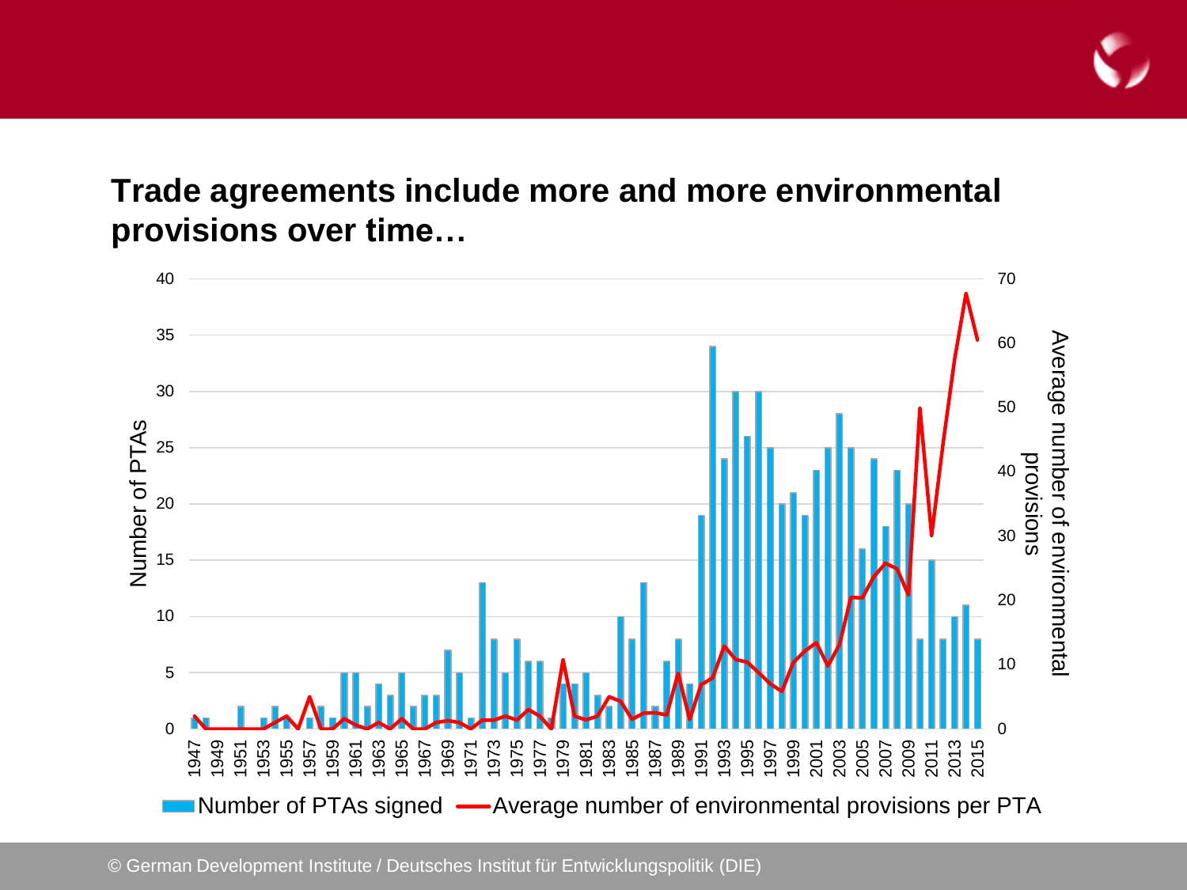## Trade agreements include more and more environmental provisions over time…

Number of PTAs

0
5
10
15
20
25
30
35
40

Average number of environmental provisions

0
10
20
30
40
50
60
70

1947
1949
1951
1953
1955
1957
1959
1961
1963
1965
1967
1969
1971
1973
1975
1977
1979
1981
1983
1985
1987
1989
1991
1993
1995
1997
1999
2001
2003
2005
2007
2009
2011
2013
2015

Number of PTAs signed — Average number of environmental provisions per PTA

© German Development Institute / Deutsches Institut für Entwicklungspolitik (DIE)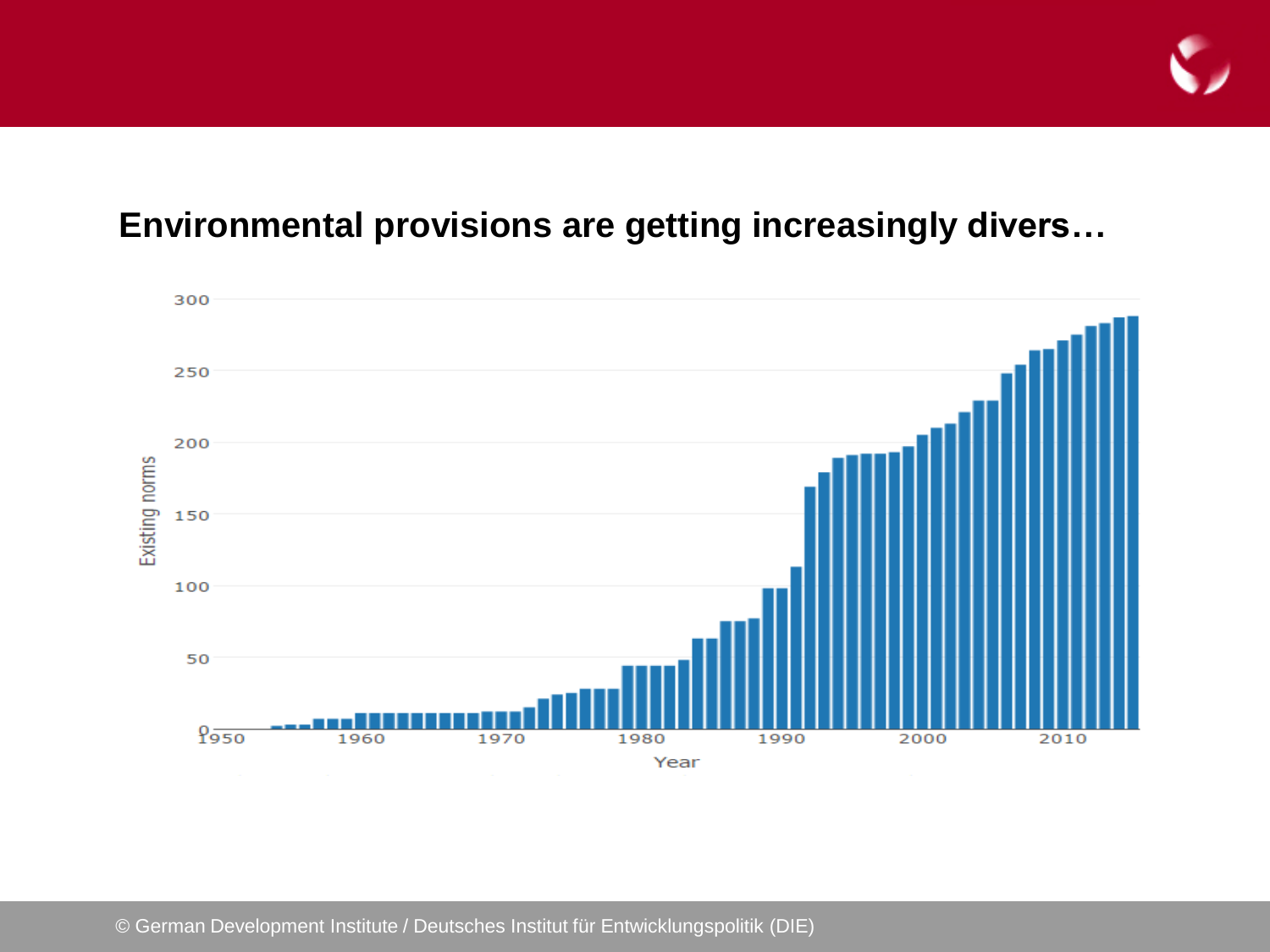## Environmental provisions are getting increasingly divers…

300
250
200
150
100
50
0

Existing norms

1950
1960
1970
1980
1990
2000
2010

Year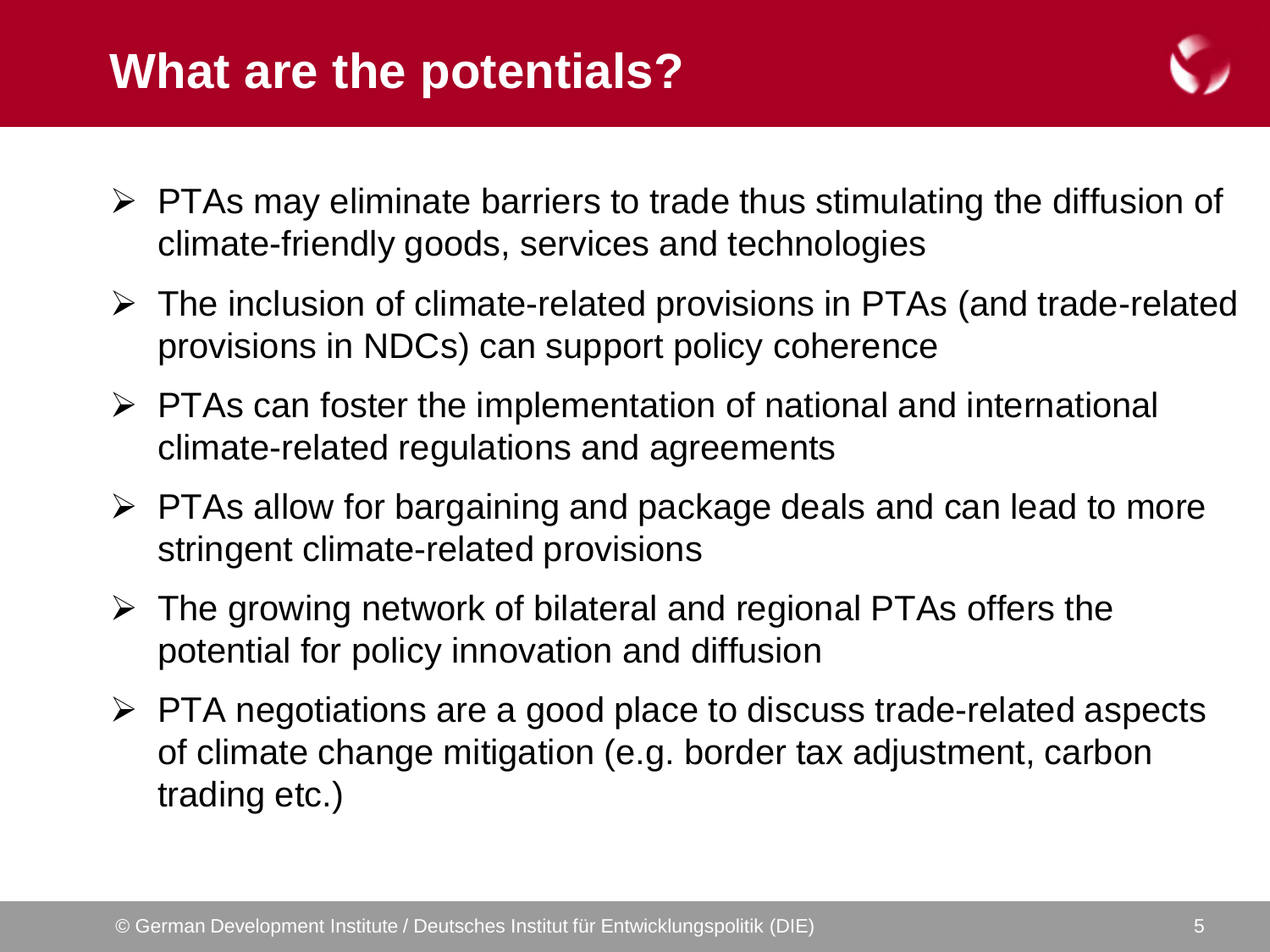# What are the potentials?

- PTAs may eliminate barriers to trade thus stimulating the diffusion of climate-friendly goods, services and technologies
- The inclusion of climate-related provisions in PTAs (and trade-related provisions in NDCs) can support policy coherence
- PTAs can foster the implementation of national and international climate-related regulations and agreements
- PTAs allow for bargaining and package deals and can lead to more stringent climate-related provisions
- The growing network of bilateral and regional PTAs offers the potential for policy innovation and diffusion
- PTA negotiations are a good place to discuss trade-related aspects of climate change mitigation (e.g. border tax adjustment, carbon trading etc.)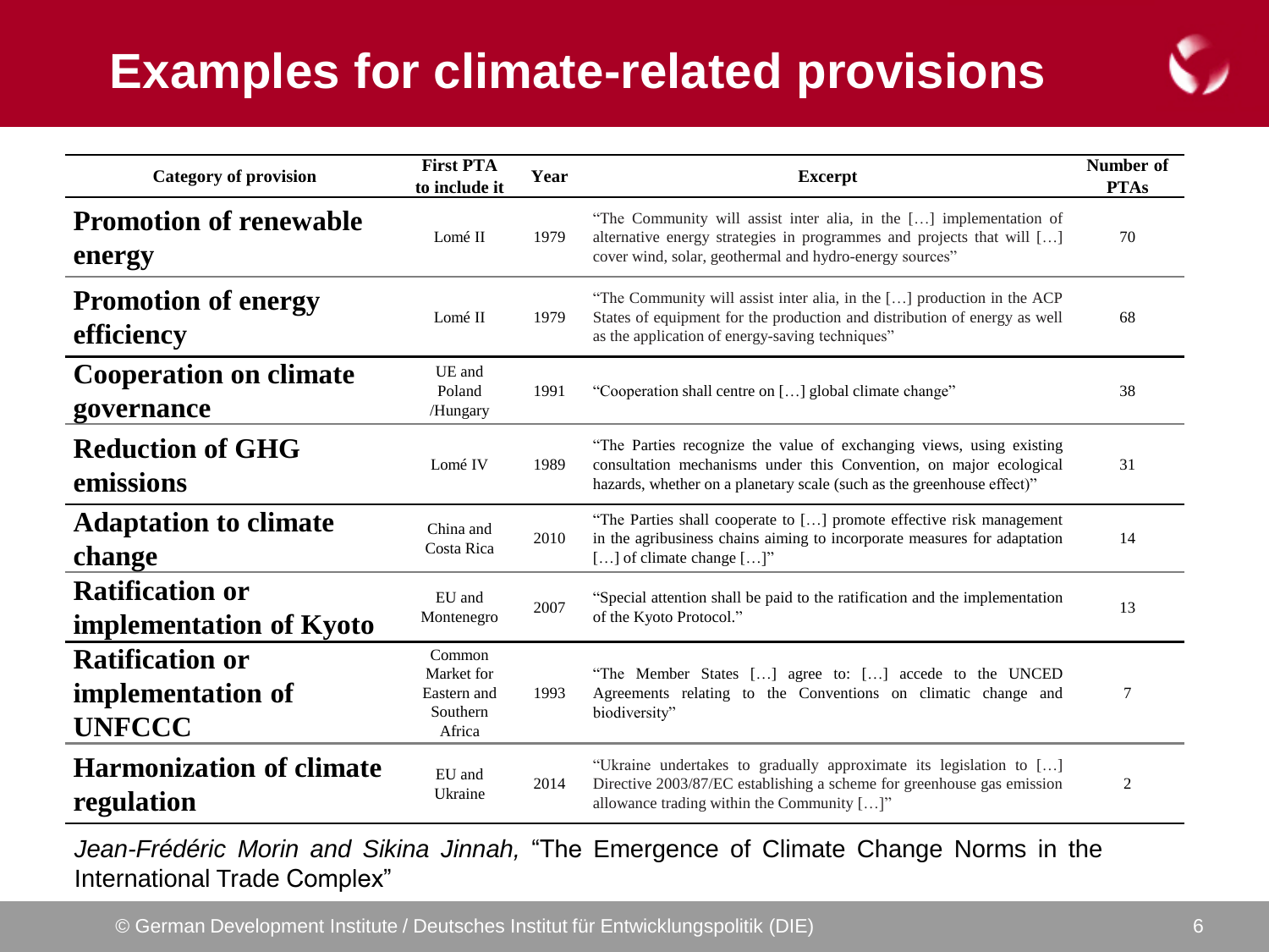# Examples for climate-related provisions

| Category of provision | First PTA to include it | Year | Excerpt | Number of PTAs |
|---|---|---|---|---|
| **Promotion of renewable energy** | Lomé II | 1979 | "The Community will assist inter alia, in the […] implementation of alternative energy strategies in programmes and projects that will […] cover wind, solar, geothermal and hydro-energy sources" | 70 |
| **Promotion of energy efficiency** | Lomé II | 1979 | "The Community will assist inter alia, in the […] production in the ACP States of equipment for the production and distribution of energy as well as the application of energy-saving techniques" | 68 |
| **Cooperation on climate governance** | UE and Poland /Hungary | 1991 | "Cooperation shall centre on […] global climate change" | 38 |
| **Reduction of GHG emissions** | Lomé IV | 1989 | "The Parties recognize the value of exchanging views, using existing consultation mechanisms under this Convention, on major ecological hazards, whether on a planetary scale (such as the greenhouse effect)" | 31 |
| **Adaptation to climate change** | China and Costa Rica | 2010 | "The Parties shall cooperate to […] promote effective risk management in the agribusiness chains aiming to incorporate measures for adaptation […] of climate change […]" | 14 |
| **Ratification or implementation of Kyoto** | EU and Montenegro | 2007 | "Special attention shall be paid to the ratification and the implementation of the Kyoto Protocol." | 13 |
| **Ratification or implementation of UNFCCC** | Common Market for Eastern and Southern Africa | 1993 | "The Member States […] agree to: […] accede to the UNCED Agreements relating to the Conventions on climatic change and biodiversity" | 7 |
| **Harmonization of climate regulation** | EU and Ukraine | 2014 | "Ukraine undertakes to gradually approximate its legislation to […] Directive 2003/87/EC establishing a scheme for greenhouse gas emission allowance trading within the Community […]" | 2 |

*Jean-Frédéric Morin and Sikina Jinnah,* "The Emergence of Climate Change Norms in the International Trade Complex"

© German Development Institute / Deutsches Institut für Entwicklungspolitik (DIE)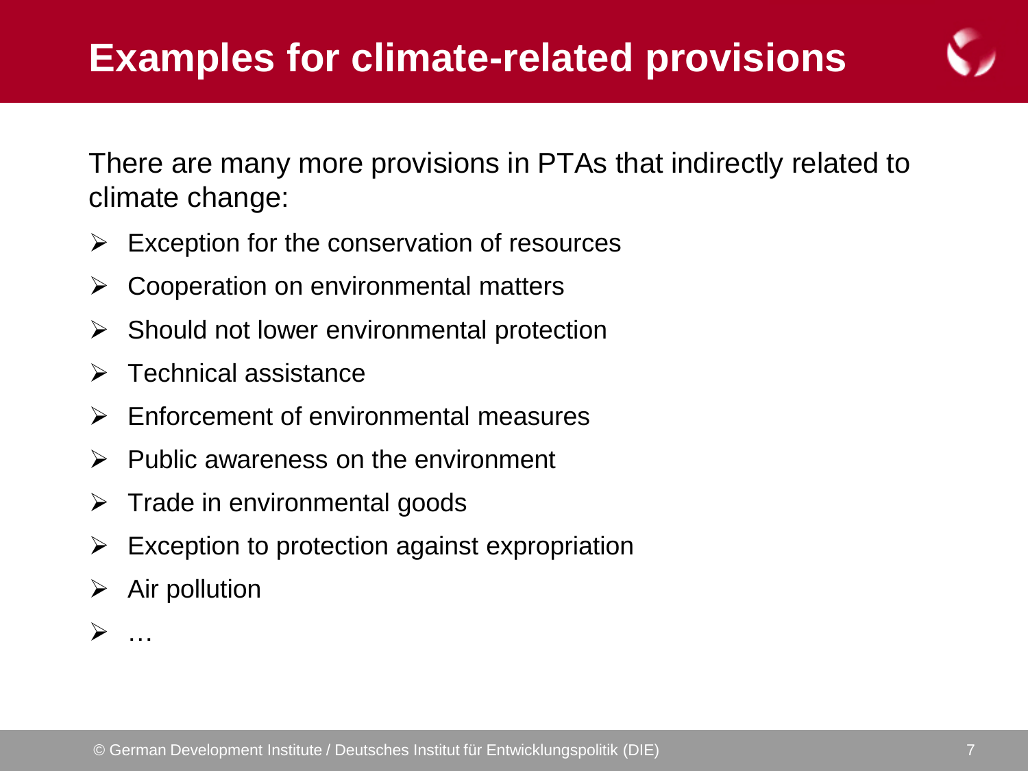# Examples for climate-related provisions

There are many more provisions in PTAs that indirectly related to climate change:

- Exception for the conservation of resources
- Cooperation on environmental matters
- Should not lower environmental protection
- Technical assistance
- Enforcement of environmental measures
- Public awareness on the environment
- Trade in environmental goods
- Exception to protection against expropriation
- Air pollution
- …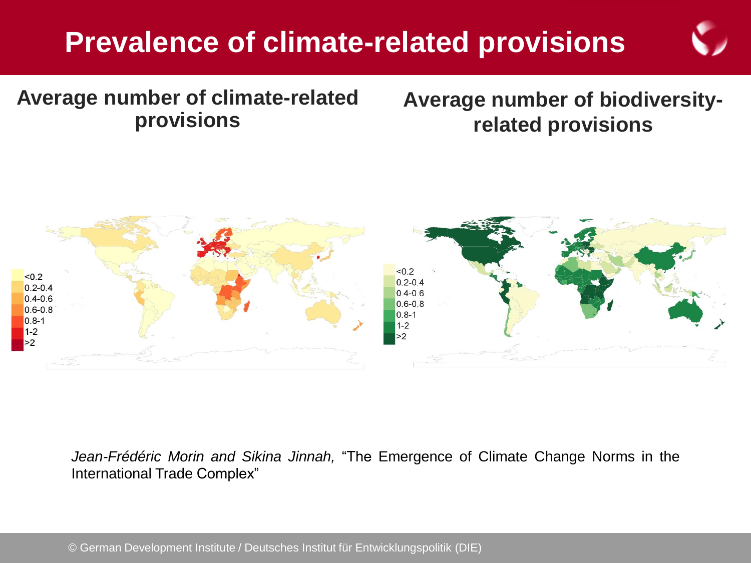# Prevalence of climate-related provisions

**Average number of climate-related provisions**

<0.2
0.2-0.4
0.4-0.6
0.6-0.8
0.8-1
1-2
>2

**Average number of biodiversity-related provisions**

<0.2
0.2-0.4
0.4-0.6
0.6-0.8
0.8-1
1-2
>2

*Jean-Frédéric Morin and Sikina Jinnah,* "The Emergence of Climate Change Norms in the International Trade Complex"

© German Development Institute / Deutsches Institut für Entwicklungspolitik (DIE)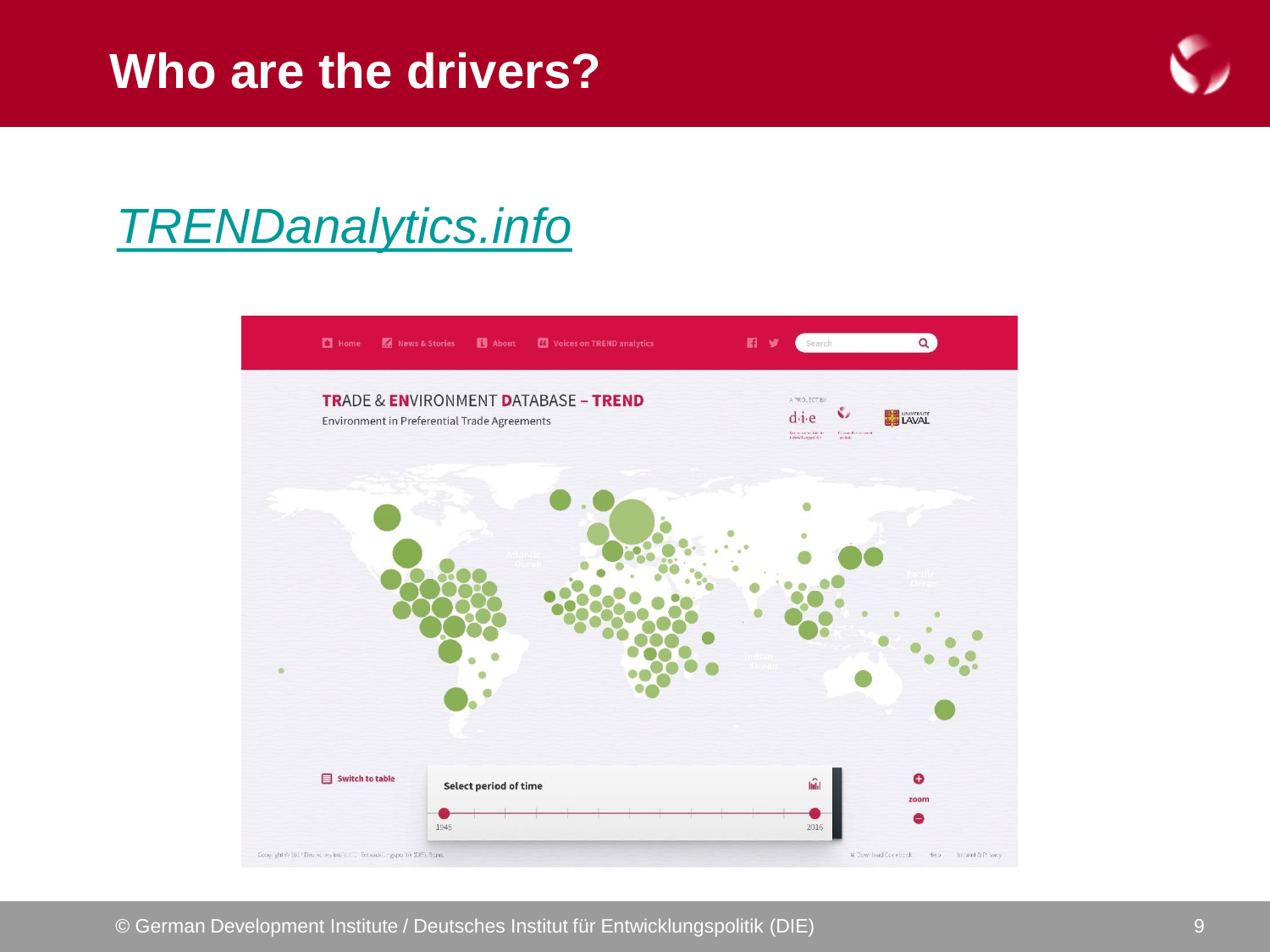# Who are the drivers?

*TRENDanalytics.info*

Home News & Stories About Voices on TREND analytics

TRADE & ENVIRONMENT DATABASE – TREND

Environment in Preferential Trade Agreements

A PROJECT BY

d·i·e

UNIVERSITÉ LAVAL

Atlantic Ocean

Pacific Ocean

Indian Ocean

Switch to table

Select period of time

1945

2016

zoom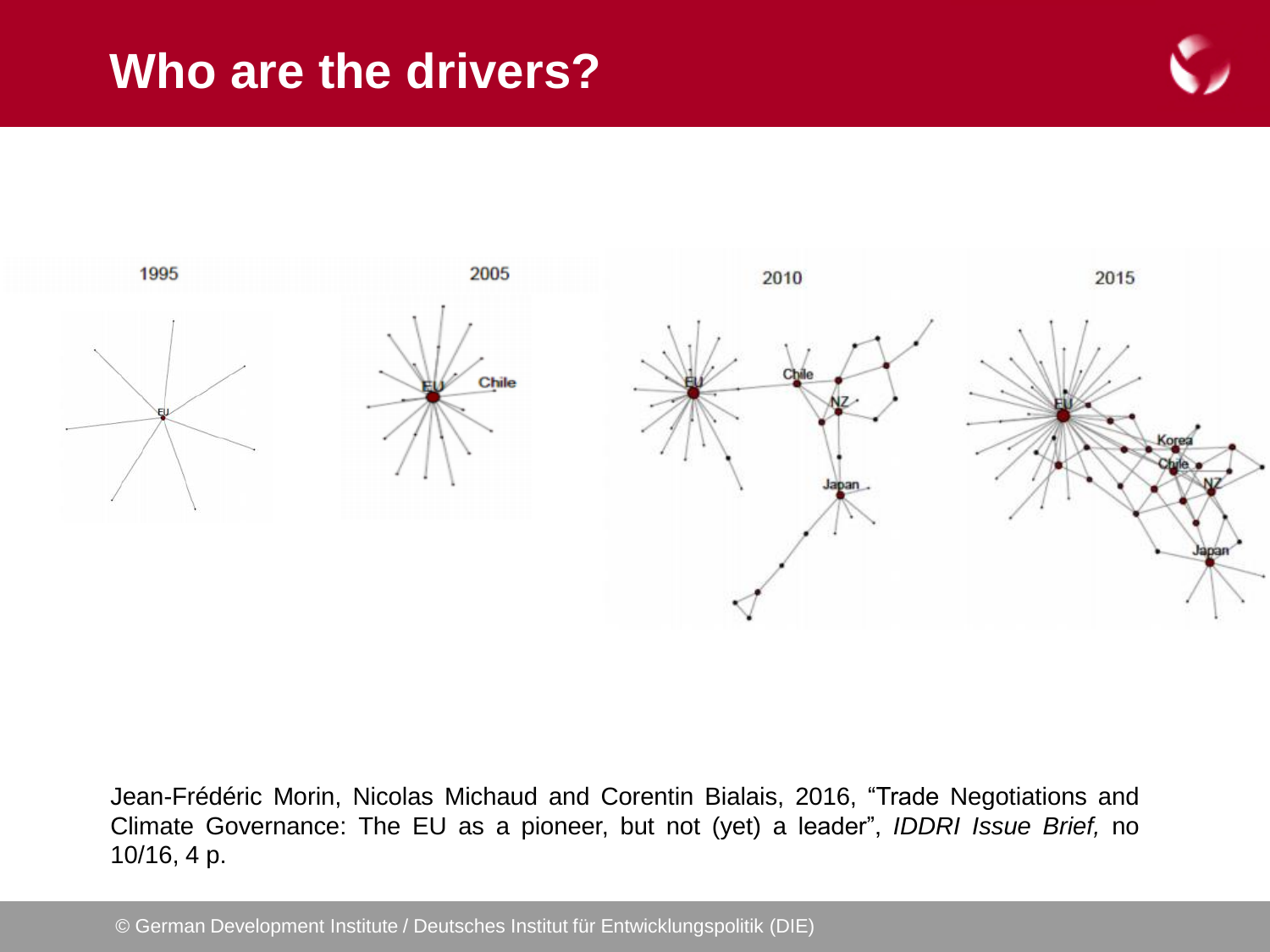# Who are the drivers?

1995

EU

2005

EU

Chile

2010

EU

Chile

NZ

Japan

2015

EU

Korea

Chile

NZ

Japan

Jean-Frédéric Morin, Nicolas Michaud and Corentin Bialais, 2016, "Trade Negotiations and Climate Governance: The EU as a pioneer, but not (yet) a leader", *IDDRI Issue Brief,* no 10/16, 4 p.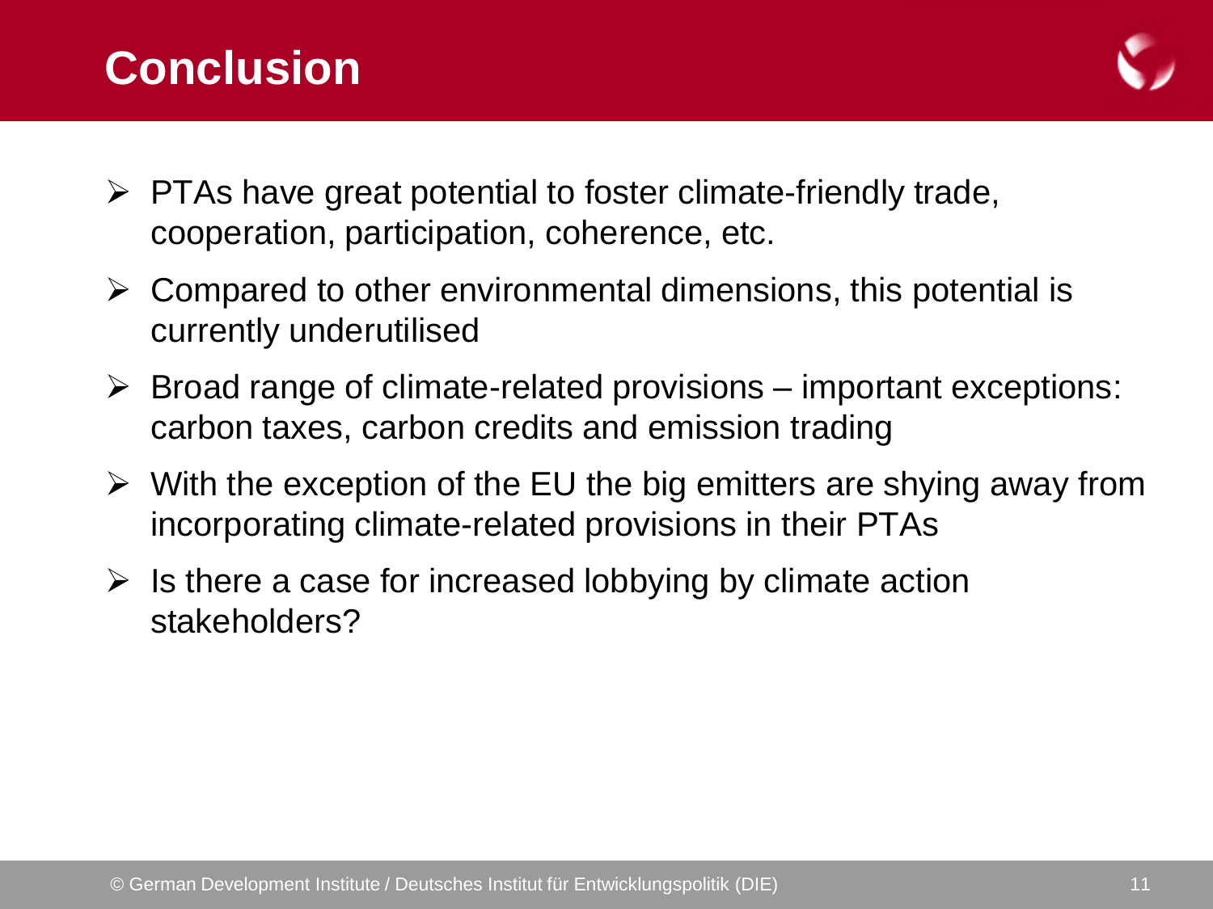# Conclusion

- PTAs have great potential to foster climate-friendly trade, cooperation, participation, coherence, etc.
- Compared to other environmental dimensions, this potential is currently underutilised
- Broad range of climate-related provisions – important exceptions: carbon taxes, carbon credits and emission trading
- With the exception of the EU the big emitters are shying away from incorporating climate-related provisions in their PTAs
- Is there a case for increased lobbying by climate action stakeholders?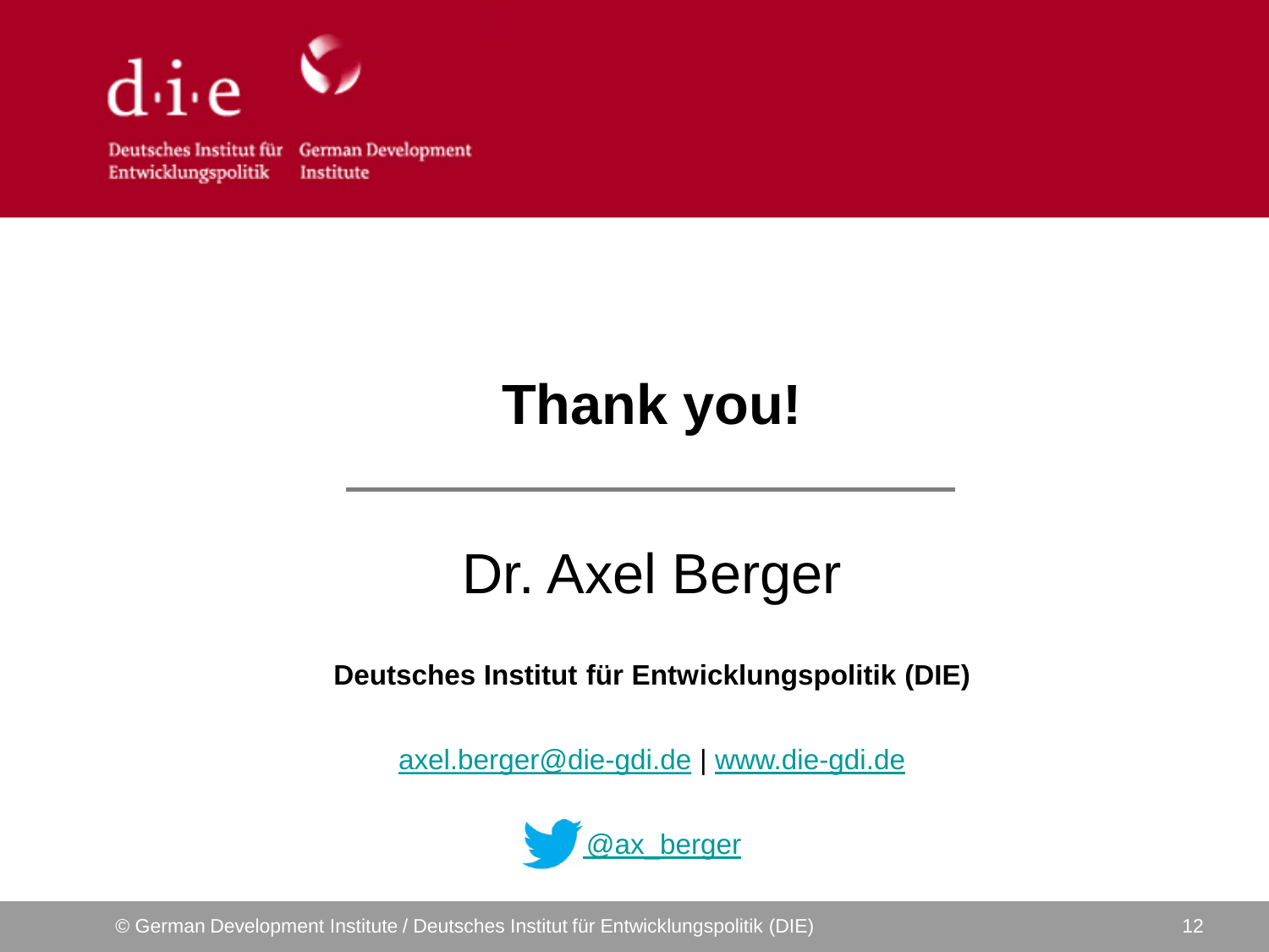Deutsches Institut für Entwicklungspolitik German Development Institute

# Thank you!

## Dr. Axel Berger

**Deutsches Institut für Entwicklungspolitik (DIE)**

axel.berger@die-gdi.de | www.die-gdi.de

@ax_berger